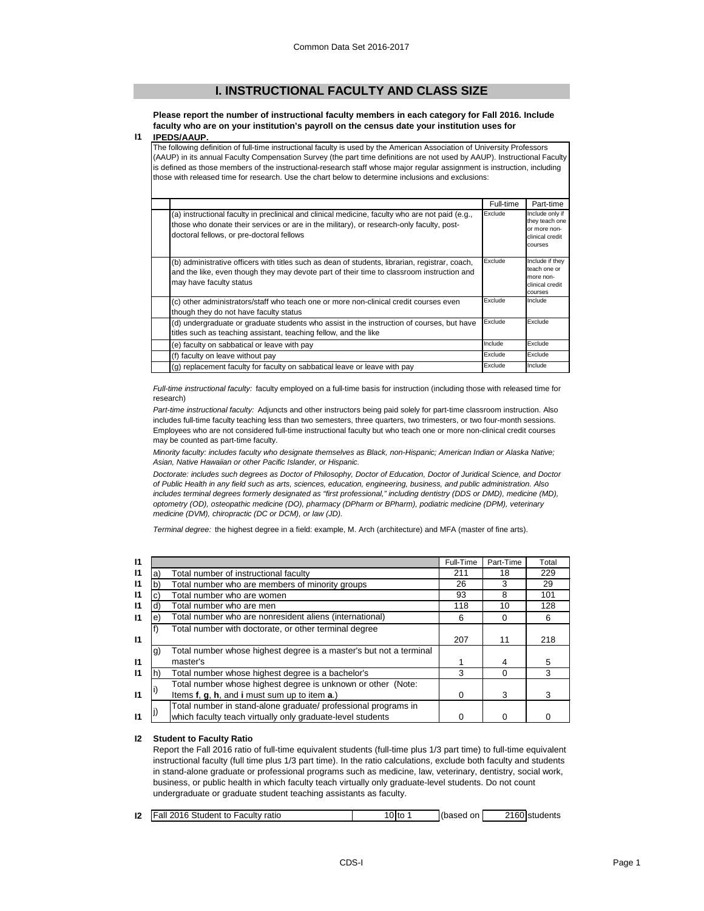## I. INSTRUCTIONAL FACULTY AND CLASS SIZE

**I1** **Please report the number of instructional faculty members in each category for Fall 2016. Include faculty who are on your institution's payroll on the census date your institution uses for IPEDS/AAUP.**

The following definition of full-time instructional faculty is used by the American Association of University Professors (AAUP) in its annual Faculty Compensation Survey (the part time definitions are not used by AAUP). Instructional Faculty is defined as those members of the instructional-research staff whose major regular assignment is instruction, including those with released time for research. Use the chart below to determine inclusions and exclusions:

| | Full-time | Part-time |
|---|---|---|
| (a) instructional faculty in preclinical and clinical medicine, faculty who are not paid (e.g., those who donate their services or are in the military), or research-only faculty, post-doctoral fellows, or pre-doctoral fellows | Exclude | Include only if they teach one or more non-clinical credit courses |
| (b) administrative officers with titles such as dean of students, librarian, registrar, coach, and the like, even though they may devote part of their time to classroom instruction and may have faculty status | Exclude | Include if they teach one or more non-clinical credit courses |
| (c) other administrators/staff who teach one or more non-clinical credit courses even though they do not have faculty status | Exclude | Include |
| (d) undergraduate or graduate students who assist in the instruction of courses, but have titles such as teaching assistant, teaching fellow, and the like | Exclude | Exclude |
| (e) faculty on sabbatical or leave with pay | Include | Exclude |
| (f) faculty on leave without pay | Exclude | Exclude |
| (g) replacement faculty for faculty on sabbatical leave or leave with pay | Exclude | Include |

*Full-time instructional faculty:* faculty employed on a full-time basis for instruction (including those with released time for research)

*Part-time instructional faculty:* Adjuncts and other instructors being paid solely for part-time classroom instruction. Also includes full-time faculty teaching less than two semesters, three quarters, two trimesters, or two four-month sessions. Employees who are not considered full-time instructional faculty but who teach one or more non-clinical credit courses may be counted as part-time faculty.

*Minority faculty: includes faculty who designate themselves as Black, non-Hispanic; American Indian or Alaska Native; Asian, Native Hawaiian or other Pacific Islander, or Hispanic.*

*Doctorate: includes such degrees as Doctor of Philosophy, Doctor of Education, Doctor of Juridical Science, and Doctor of Public Health in any field such as arts, sciences, education, engineering, business, and public administration. Also includes terminal degrees formerly designated as "first professional," including dentistry (DDS or DMD), medicine (MD), optometry (OD), osteopathic medicine (DO), pharmacy (DPharm or BPharm), podiatric medicine (DPM), veterinary medicine (DVM), chiropractic (DC or DCM), or law (JD).*

*Terminal degree:* the highest degree in a field: example, M. Arch (architecture) and MFA (master of fine arts).

| | | | Full-Time | Part-Time | Total |
|---|---|---|---|---|---|
| I1 | a) | Total number of instructional faculty | 211 | 18 | 229 |
| I1 | b) | Total number who are members of minority groups | 26 | 3 | 29 |
| I1 | c) | Total number who are women | 93 | 8 | 101 |
| I1 | d) | Total number who are men | 118 | 10 | 128 |
| I1 | e) | Total number who are nonresident aliens (international) | 6 | 0 | 6 |
| I1 | f) | Total number with doctorate, or other terminal degree | 207 | 11 | 218 |
| I1 | g) | Total number whose highest degree is a master's but not a terminal master's | 1 | 4 | 5 |
| I1 | h) | Total number whose highest degree is a bachelor's | 3 | 0 | 3 |
| I1 | i) | Total number whose highest degree is unknown or other (Note: Items **f**, **g**, **h**, and **i** must sum up to item **a**.) | 0 | 3 | 3 |
| I1 | j) | Total number in stand-alone graduate/ professional programs in which faculty teach virtually only graduate-level students | 0 | 0 | 0 |

**I2** **Student to Faculty Ratio**

Report the Fall 2016 ratio of full-time equivalent students (full-time plus 1/3 part time) to full-time equivalent instructional faculty (full time plus 1/3 part time). In the ratio calculations, exclude both faculty and students in stand-alone graduate or professional programs such as medicine, law, veterinary, dentistry, social work, business, or public health in which faculty teach virtually only graduate-level students. Do not count undergraduate or graduate student teaching assistants as faculty.

| | | | | | |
|---|---|---|---|---|---|
| I2 | Fall 2016 Student to Faculty ratio | 10 to 1 | (based on | 2160 | students |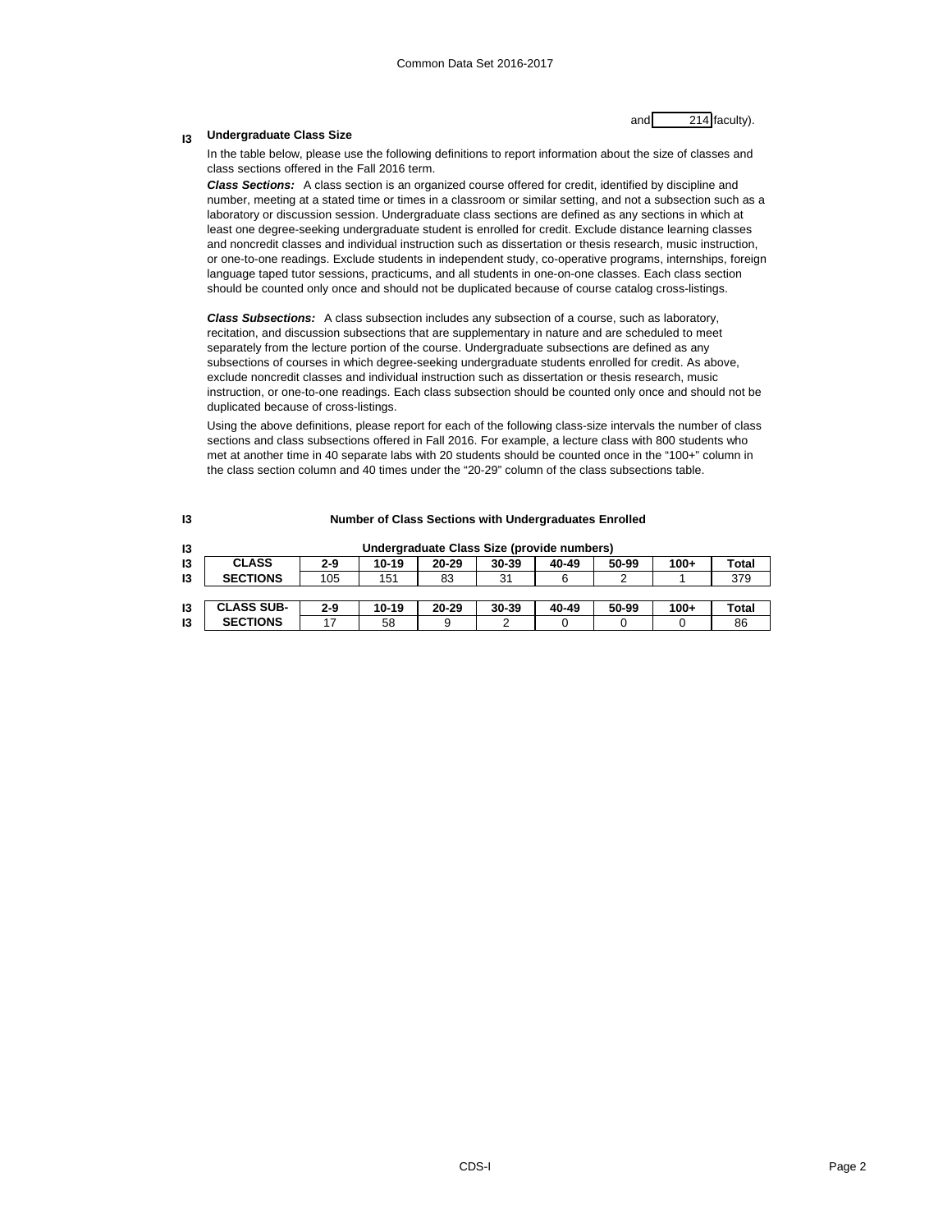and 214 faculty).

## I3 Undergraduate Class Size

In the table below, please use the following definitions to report information about the size of classes and class sections offered in the Fall 2016 term.

***Class Sections:*** A class section is an organized course offered for credit, identified by discipline and number, meeting at a stated time or times in a classroom or similar setting, and not a subsection such as a laboratory or discussion session. Undergraduate class sections are defined as any sections in which at least one degree-seeking undergraduate student is enrolled for credit. Exclude distance learning classes and noncredit classes and individual instruction such as dissertation or thesis research, music instruction, or one-to-one readings. Exclude students in independent study, co-operative programs, internships, foreign language taped tutor sessions, practicums, and all students in one-on-one classes. Each class section should be counted only once and should not be duplicated because of course catalog cross-listings.

***Class Subsections:*** A class subsection includes any subsection of a course, such as laboratory, recitation, and discussion subsections that are supplementary in nature and are scheduled to meet separately from the lecture portion of the course. Undergraduate subsections are defined as any subsections of courses in which degree-seeking undergraduate students enrolled for credit. As above, exclude noncredit classes and individual instruction such as dissertation or thesis research, music instruction, or one-to-one readings. Each class subsection should be counted only once and should not be duplicated because of cross-listings.

Using the above definitions, please report for each of the following class-size intervals the number of class sections and class subsections offered in Fall 2016. For example, a lecture class with 800 students who met at another time in 40 separate labs with 20 students should be counted once in the "100+" column in the class section column and 40 times under the "20-29" column of the class subsections table.

**I3 Number of Class Sections with Undergraduates Enrolled**

**Undergraduate Class Size (provide numbers)**

| CLASS SECTIONS | 2-9 | 10-19 | 20-29 | 30-39 | 40-49 | 50-99 | 100+ | Total |
|---|---|---|---|---|---|---|---|---|
| | 105 | 151 | 83 | 31 | 6 | 2 | 1 | 379 |

| CLASS SUB-SECTIONS | 2-9 | 10-19 | 20-29 | 30-39 | 40-49 | 50-99 | 100+ | Total |
|---|---|---|---|---|---|---|---|---|
| | 17 | 58 | 9 | 2 | 0 | 0 | 0 | 86 |